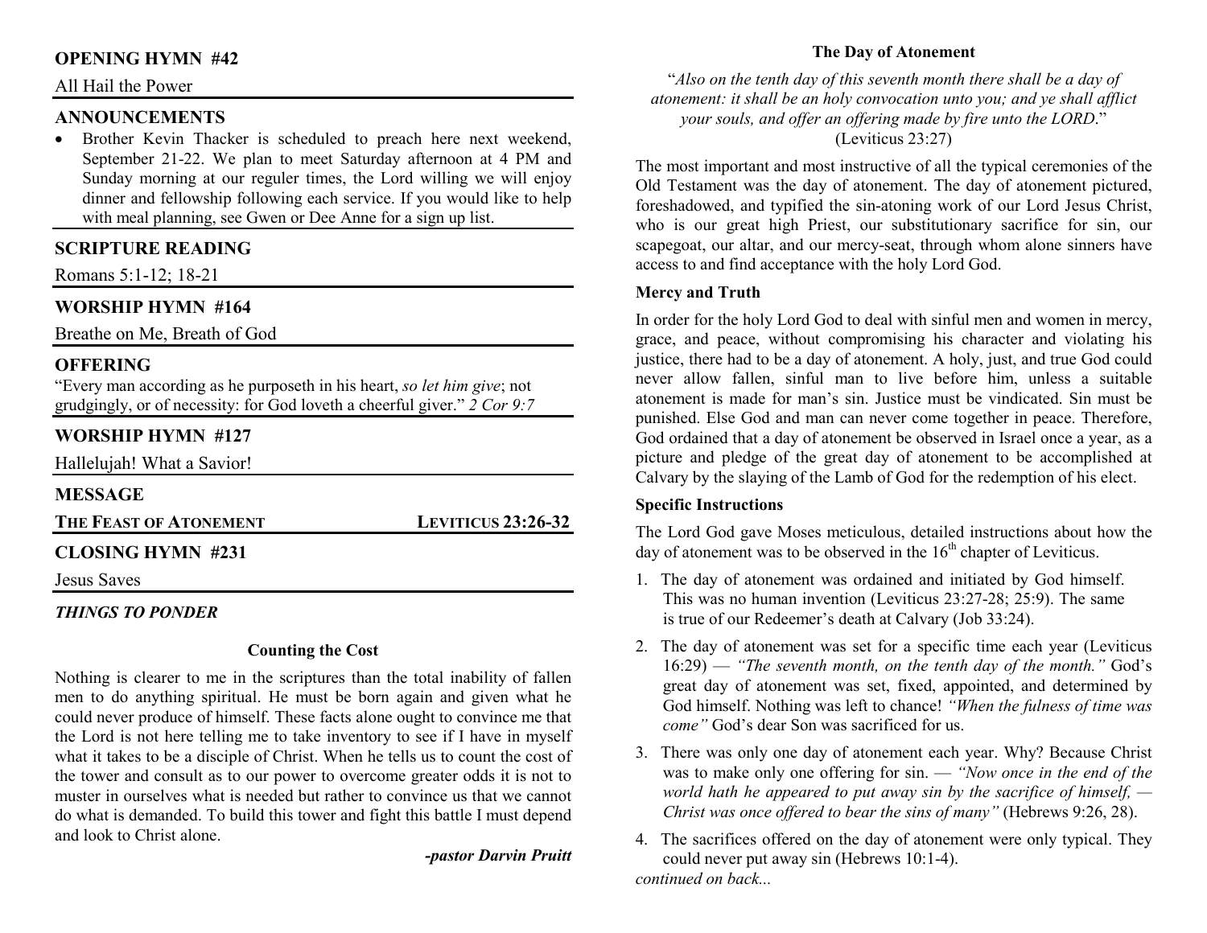## OPENING HYMN #42

All Hail the Power

## ANNOUNCEMENTS

- Brother Kevin Thacker is scheduled to preach here next weekend, September 21-22. We plan to meet Saturday afternoon at 4 PM and Sunday morning at our reguler times, the Lord willing we will enjoy dinner and fellowship following each service. If you would like to help with meal planning, see Gwen or Dee Anne for a sign up list.

## SCRIPTURE READING

Romans 5:1-12; 18-21

## WORSHIP HYMN #164

Breathe on Me, Breath of God

## OFFERING

"Every man according as he purposeth in his heart, *so let him give*; not grudgingly, or of necessity: for God loveth a cheerful giver." *2 Cor 9:7*

## WORSHIP HYMN #127

Hallelujah! What a Savior!

## MESSAGE

**THE FEAST OF ATONEMENT** — **LEVITICUS 23:26-32**

## CLOSING HYMN #231

Jesus Saves

***THINGS TO PONDER***

### Counting the Cost

Nothing is clearer to me in the scriptures than the total inability of fallen men to do anything spiritual. He must be born again and given what he could never produce of himself. These facts alone ought to convince me that the Lord is not here telling me to take inventory to see if I have in myself what it takes to be a disciple of Christ. When he tells us to count the cost of the tower and consult as to our power to overcome greater odds it is not to muster in ourselves what is needed but rather to convince us that we cannot do what is demanded. To build this tower and fight this battle I must depend and look to Christ alone.

***-pastor Darvin Pruitt***

### The Day of Atonement

"*Also on the tenth day of this seventh month there shall be a day of atonement: it shall be an holy convocation unto you; and ye shall afflict your souls, and offer an offering made by fire unto the LORD*." (Leviticus 23:27)

The most important and most instructive of all the typical ceremonies of the Old Testament was the day of atonement. The day of atonement pictured, foreshadowed, and typified the sin-atoning work of our Lord Jesus Christ, who is our great high Priest, our substitutionary sacrifice for sin, our scapegoat, our altar, and our mercy-seat, through whom alone sinners have access to and find acceptance with the holy Lord God.

**Mercy and Truth**

In order for the holy Lord God to deal with sinful men and women in mercy, grace, and peace, without compromising his character and violating his justice, there had to be a day of atonement. A holy, just, and true God could never allow fallen, sinful man to live before him, unless a suitable atonement is made for man's sin. Justice must be vindicated. Sin must be punished. Else God and man can never come together in peace. Therefore, God ordained that a day of atonement be observed in Israel once a year, as a picture and pledge of the great day of atonement to be accomplished at Calvary by the slaying of the Lamb of God for the redemption of his elect.

**Specific Instructions**

The Lord God gave Moses meticulous, detailed instructions about how the day of atonement was to be observed in the 16th chapter of Leviticus.

1. The day of atonement was ordained and initiated by God himself. This was no human invention (Leviticus 23:27-28; 25:9). The same is true of our Redeemer's death at Calvary (Job 33:24).
2. The day of atonement was set for a specific time each year (Leviticus 16:29) — *"The seventh month, on the tenth day of the month."* God's great day of atonement was set, fixed, appointed, and determined by God himself. Nothing was left to chance! *"When the fulness of time was come"* God's dear Son was sacrificed for us.
3. There was only one day of atonement each year. Why? Because Christ was to make only one offering for sin. — *"Now once in the end of the world hath he appeared to put away sin by the sacrifice of himself, — Christ was once offered to bear the sins of many"* (Hebrews 9:26, 28).
4. The sacrifices offered on the day of atonement were only typical. They could never put away sin (Hebrews 10:1-4).

*continued on back...*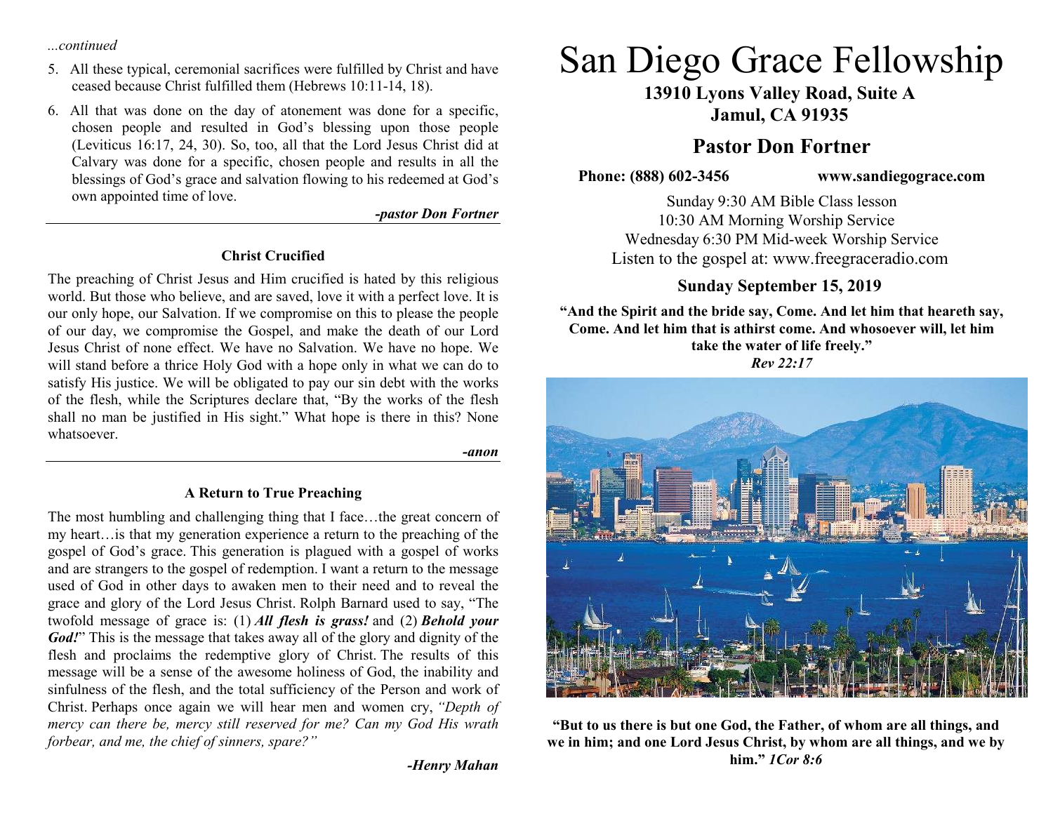*...continued*

5. All these typical, ceremonial sacrifices were fulfilled by Christ and have ceased because Christ fulfilled them (Hebrews 10:11-14, 18).
6. All that was done on the day of atonement was done for a specific, chosen people and resulted in God's blessing upon those people (Leviticus 16:17, 24, 30). So, too, all that the Lord Jesus Christ did at Calvary was done for a specific, chosen people and results in all the blessings of God's grace and salvation flowing to his redeemed at God's own appointed time of love.

***-pastor Don Fortner***

---

### Christ Crucified

The preaching of Christ Jesus and Him crucified is hated by this religious world. But those who believe, and are saved, love it with a perfect love. It is our only hope, our Salvation. If we compromise on this to please the people of our day, we compromise the Gospel, and make the death of our Lord Jesus Christ of none effect. We have no Salvation. We have no hope. We will stand before a thrice Holy God with a hope only in what we can do to satisfy His justice. We will be obligated to pay our sin debt with the works of the flesh, while the Scriptures declare that, "By the works of the flesh shall no man be justified in His sight." What hope is there in this? None whatsoever.

***-anon***

---

### A Return to True Preaching

The most humbling and challenging thing that I face…the great concern of my heart…is that my generation experience a return to the preaching of the gospel of God's grace. This generation is plagued with a gospel of works and are strangers to the gospel of redemption. I want a return to the message used of God in other days to awaken men to their need and to reveal the grace and glory of the Lord Jesus Christ. Rolph Barnard used to say, "The twofold message of grace is: (1) ***All flesh is grass!*** and (2) ***Behold your God!***" This is the message that takes away all of the glory and dignity of the flesh and proclaims the redemptive glory of Christ. The results of this message will be a sense of the awesome holiness of God, the inability and sinfulness of the flesh, and the total sufficiency of the Person and work of Christ. Perhaps once again we will hear men and women cry, *"Depth of mercy can there be, mercy still reserved for me? Can my God His wrath forbear, and me, the chief of sinners, spare?"*

***-Henry Mahan***

# San Diego Grace Fellowship

**13910 Lyons Valley Road, Suite A**
**Jamul, CA 91935**

## Pastor Don Fortner

**Phone: (888) 602-3456** **www.sandiegograce.com**

Sunday 9:30 AM Bible Class lesson
10:30 AM Morning Worship Service
Wednesday 6:30 PM Mid-week Worship Service
Listen to the gospel at: www.freegraceradio.com

### Sunday September 15, 2019

**"And the Spirit and the bride say, Come. And let him that heareth say, Come. And let him that is athirst come. And whosoever will, let him take the water of life freely."** ***Rev 22:17***

**"But to us there is but one God, the Father, of whom are all things, and we in him; and one Lord Jesus Christ, by whom are all things, and we by him."** ***1Cor 8:6***